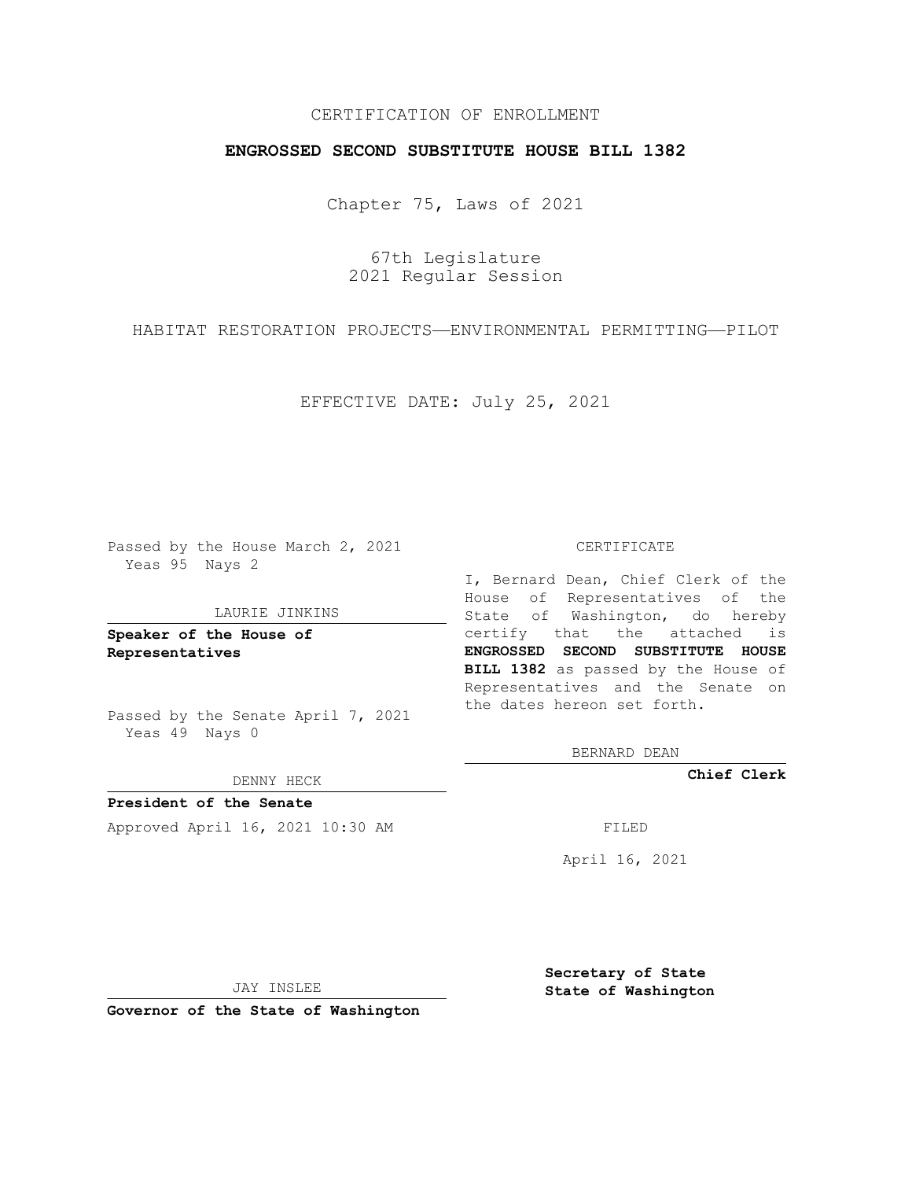CERTIFICATION OF ENROLLMENT

**ENGROSSED SECOND SUBSTITUTE HOUSE BILL 1382**

Chapter 75, Laws of 2021

67th Legislature
2021 Regular Session

HABITAT RESTORATION PROJECTS—ENVIRONMENTAL PERMITTING—PILOT

EFFECTIVE DATE: July 25, 2021

Passed by the House March 2, 2021
Yeas 95 Nays 2

LAURIE JINKINS

**Speaker of the House of Representatives**

Passed by the Senate April 7, 2021
Yeas 49 Nays 0

DENNY HECK

**President of the Senate**

Approved April 16, 2021 10:30 AM

JAY INSLEE

**Governor of the State of Washington**

CERTIFICATE

I, Bernard Dean, Chief Clerk of the House of Representatives of the State of Washington, do hereby certify that the attached is **ENGROSSED SECOND SUBSTITUTE HOUSE BILL 1382** as passed by the House of Representatives and the Senate on the dates hereon set forth.

BERNARD DEAN

**Chief Clerk**

FILED

April 16, 2021

**Secretary of State**
**State of Washington**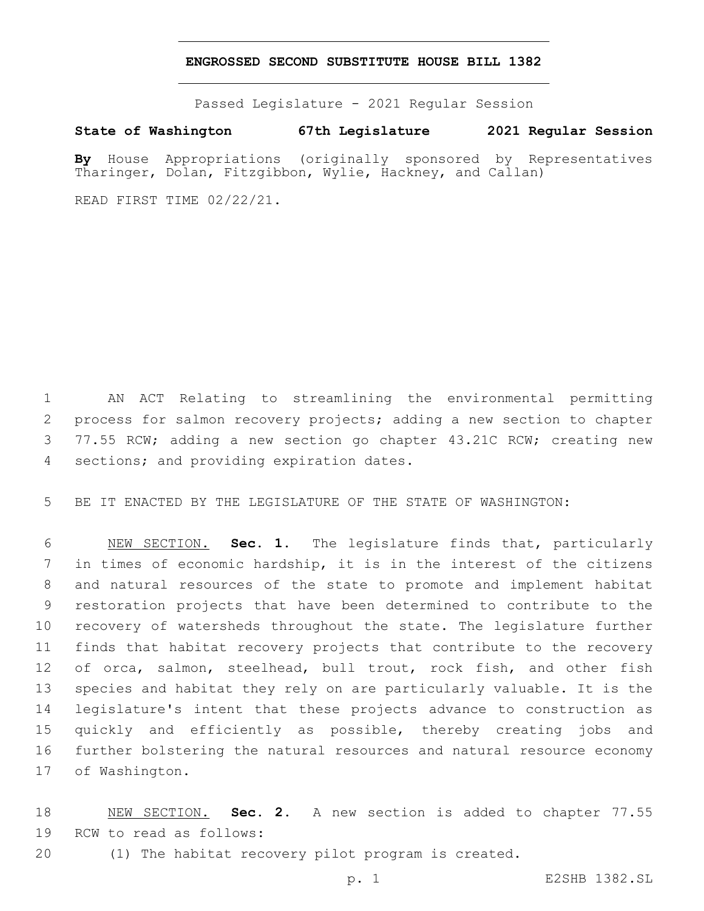# ENGROSSED SECOND SUBSTITUTE HOUSE BILL 1382

Passed Legislature - 2021 Regular Session

**State of Washington 67th Legislature 2021 Regular Session**

**By** House Appropriations (originally sponsored by Representatives Tharinger, Dolan, Fitzgibbon, Wylie, Hackney, and Callan)

READ FIRST TIME 02/22/21.

AN ACT Relating to streamlining the environmental permitting process for salmon recovery projects; adding a new section to chapter 77.55 RCW; adding a new section go chapter 43.21C RCW; creating new sections; and providing expiration dates.

BE IT ENACTED BY THE LEGISLATURE OF THE STATE OF WASHINGTON:

NEW SECTION. **Sec. 1.** The legislature finds that, particularly in times of economic hardship, it is in the interest of the citizens and natural resources of the state to promote and implement habitat restoration projects that have been determined to contribute to the recovery of watersheds throughout the state. The legislature further finds that habitat recovery projects that contribute to the recovery of orca, salmon, steelhead, bull trout, rock fish, and other fish species and habitat they rely on are particularly valuable. It is the legislature's intent that these projects advance to construction as quickly and efficiently as possible, thereby creating jobs and further bolstering the natural resources and natural resource economy of Washington.

NEW SECTION. **Sec. 2.** A new section is added to chapter 77.55 RCW to read as follows:

(1) The habitat recovery pilot program is created.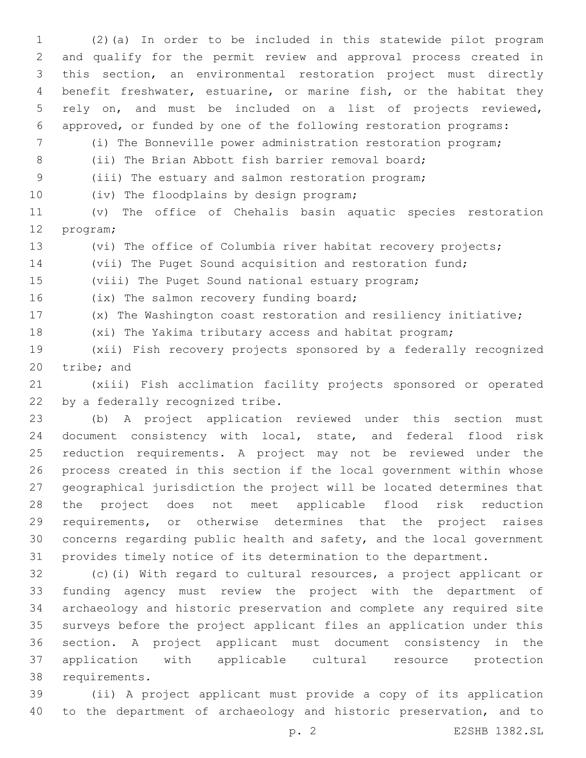(2)(a) In order to be included in this statewide pilot program and qualify for the permit review and approval process created in this section, an environmental restoration project must directly benefit freshwater, estuarine, or marine fish, or the habitat they rely on, and must be included on a list of projects reviewed, approved, or funded by one of the following restoration programs:

(i) The Bonneville power administration restoration program;

(ii) The Brian Abbott fish barrier removal board;

(iii) The estuary and salmon restoration program;

(iv) The floodplains by design program;

(v) The office of Chehalis basin aquatic species restoration program;

(vi) The office of Columbia river habitat recovery projects;

(vii) The Puget Sound acquisition and restoration fund;

(viii) The Puget Sound national estuary program;

(ix) The salmon recovery funding board;

(x) The Washington coast restoration and resiliency initiative;

(xi) The Yakima tributary access and habitat program;

(xii) Fish recovery projects sponsored by a federally recognized tribe; and

(xiii) Fish acclimation facility projects sponsored or operated by a federally recognized tribe.

(b) A project application reviewed under this section must document consistency with local, state, and federal flood risk reduction requirements. A project may not be reviewed under the process created in this section if the local government within whose geographical jurisdiction the project will be located determines that the project does not meet applicable flood risk reduction requirements, or otherwise determines that the project raises concerns regarding public health and safety, and the local government provides timely notice of its determination to the department.

(c)(i) With regard to cultural resources, a project applicant or funding agency must review the project with the department of archaeology and historic preservation and complete any required site surveys before the project applicant files an application under this section. A project applicant must document consistency in the application with applicable cultural resource protection requirements.

(ii) A project applicant must provide a copy of its application to the department of archaeology and historic preservation, and to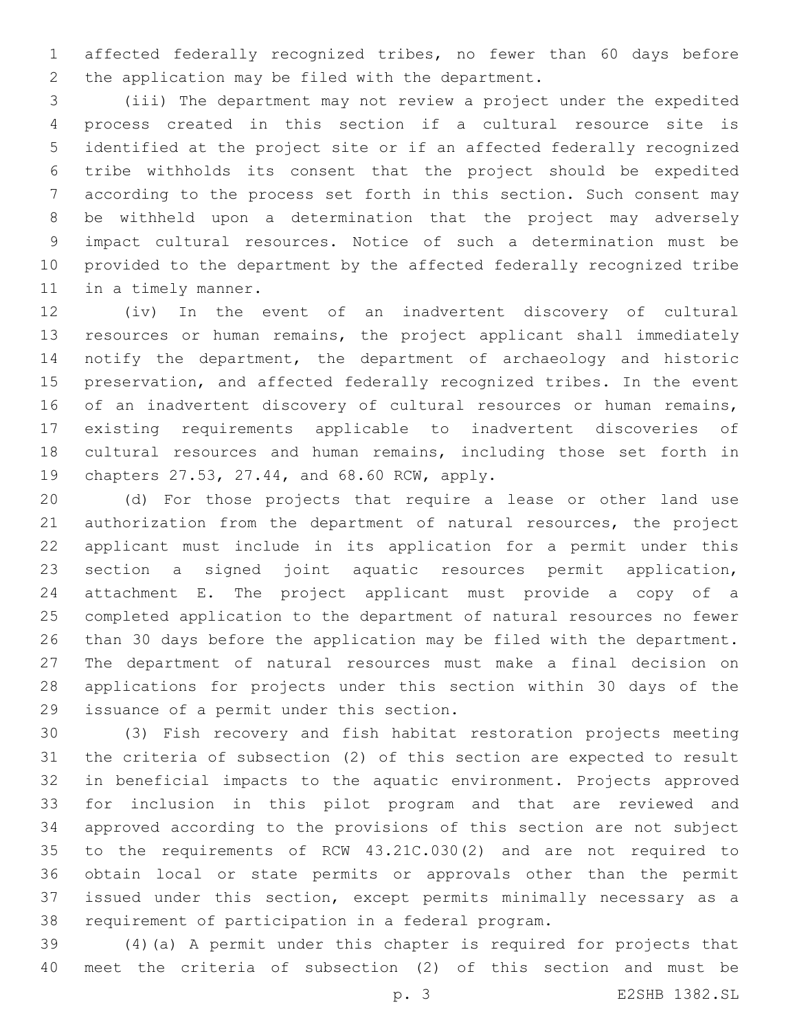affected federally recognized tribes, no fewer than 60 days before the application may be filed with the department.

(iii) The department may not review a project under the expedited process created in this section if a cultural resource site is identified at the project site or if an affected federally recognized tribe withholds its consent that the project should be expedited according to the process set forth in this section. Such consent may be withheld upon a determination that the project may adversely impact cultural resources. Notice of such a determination must be provided to the department by the affected federally recognized tribe in a timely manner.

(iv) In the event of an inadvertent discovery of cultural resources or human remains, the project applicant shall immediately notify the department, the department of archaeology and historic preservation, and affected federally recognized tribes. In the event of an inadvertent discovery of cultural resources or human remains, existing requirements applicable to inadvertent discoveries of cultural resources and human remains, including those set forth in chapters 27.53, 27.44, and 68.60 RCW, apply.

(d) For those projects that require a lease or other land use authorization from the department of natural resources, the project applicant must include in its application for a permit under this section a signed joint aquatic resources permit application, attachment E. The project applicant must provide a copy of a completed application to the department of natural resources no fewer than 30 days before the application may be filed with the department. The department of natural resources must make a final decision on applications for projects under this section within 30 days of the issuance of a permit under this section.

(3) Fish recovery and fish habitat restoration projects meeting the criteria of subsection (2) of this section are expected to result in beneficial impacts to the aquatic environment. Projects approved for inclusion in this pilot program and that are reviewed and approved according to the provisions of this section are not subject to the requirements of RCW 43.21C.030(2) and are not required to obtain local or state permits or approvals other than the permit issued under this section, except permits minimally necessary as a requirement of participation in a federal program.

(4)(a) A permit under this chapter is required for projects that meet the criteria of subsection (2) of this section and must be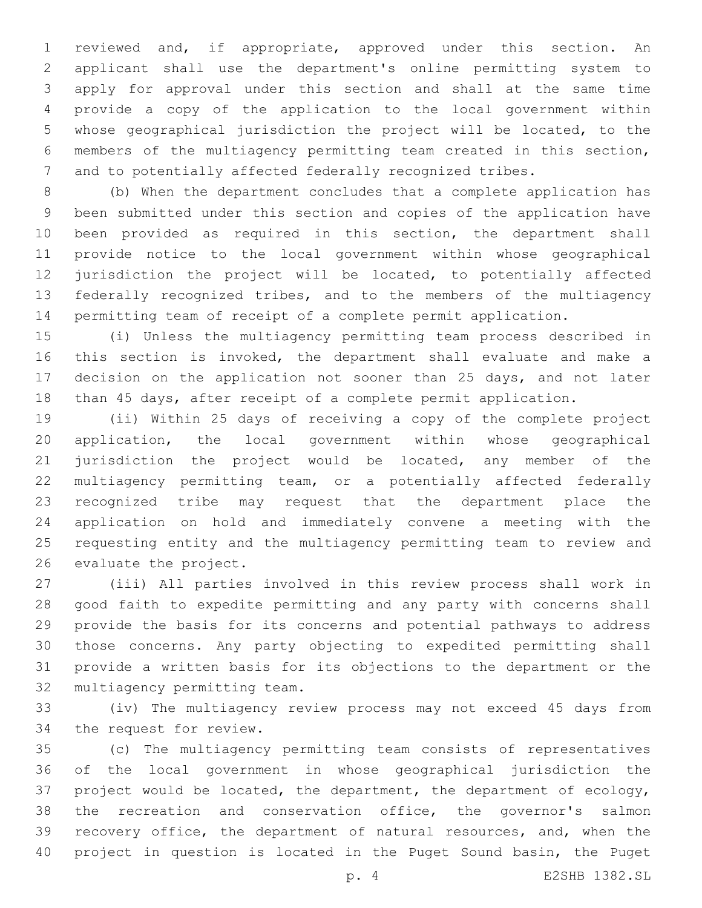reviewed and, if appropriate, approved under this section. An applicant shall use the department's online permitting system to apply for approval under this section and shall at the same time provide a copy of the application to the local government within whose geographical jurisdiction the project will be located, to the members of the multiagency permitting team created in this section, and to potentially affected federally recognized tribes.

(b) When the department concludes that a complete application has been submitted under this section and copies of the application have been provided as required in this section, the department shall provide notice to the local government within whose geographical jurisdiction the project will be located, to potentially affected federally recognized tribes, and to the members of the multiagency permitting team of receipt of a complete permit application.

(i) Unless the multiagency permitting team process described in this section is invoked, the department shall evaluate and make a decision on the application not sooner than 25 days, and not later than 45 days, after receipt of a complete permit application.

(ii) Within 25 days of receiving a copy of the complete project application, the local government within whose geographical jurisdiction the project would be located, any member of the multiagency permitting team, or a potentially affected federally recognized tribe may request that the department place the application on hold and immediately convene a meeting with the requesting entity and the multiagency permitting team to review and evaluate the project.

(iii) All parties involved in this review process shall work in good faith to expedite permitting and any party with concerns shall provide the basis for its concerns and potential pathways to address those concerns. Any party objecting to expedited permitting shall provide a written basis for its objections to the department or the multiagency permitting team.

(iv) The multiagency review process may not exceed 45 days from the request for review.

(c) The multiagency permitting team consists of representatives of the local government in whose geographical jurisdiction the project would be located, the department, the department of ecology, the recreation and conservation office, the governor's salmon recovery office, the department of natural resources, and, when the project in question is located in the Puget Sound basin, the Puget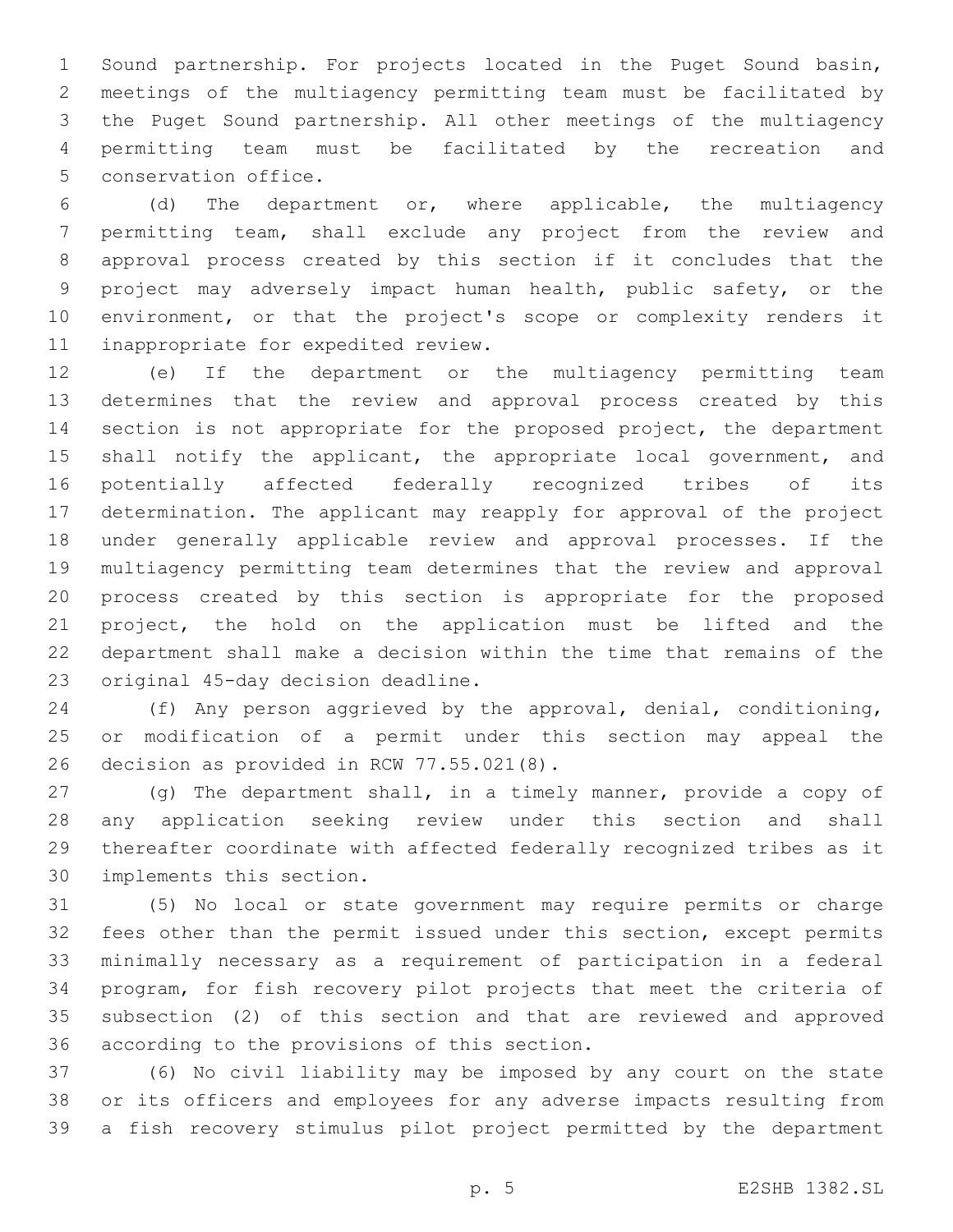Sound partnership. For projects located in the Puget Sound basin, meetings of the multiagency permitting team must be facilitated by the Puget Sound partnership. All other meetings of the multiagency permitting team must be facilitated by the recreation and conservation office.

(d) The department or, where applicable, the multiagency permitting team, shall exclude any project from the review and approval process created by this section if it concludes that the project may adversely impact human health, public safety, or the environment, or that the project's scope or complexity renders it inappropriate for expedited review.

(e) If the department or the multiagency permitting team determines that the review and approval process created by this section is not appropriate for the proposed project, the department shall notify the applicant, the appropriate local government, and potentially affected federally recognized tribes of its determination. The applicant may reapply for approval of the project under generally applicable review and approval processes. If the multiagency permitting team determines that the review and approval process created by this section is appropriate for the proposed project, the hold on the application must be lifted and the department shall make a decision within the time that remains of the original 45-day decision deadline.

(f) Any person aggrieved by the approval, denial, conditioning, or modification of a permit under this section may appeal the decision as provided in RCW 77.55.021(8).

(g) The department shall, in a timely manner, provide a copy of any application seeking review under this section and shall thereafter coordinate with affected federally recognized tribes as it implements this section.

(5) No local or state government may require permits or charge fees other than the permit issued under this section, except permits minimally necessary as a requirement of participation in a federal program, for fish recovery pilot projects that meet the criteria of subsection (2) of this section and that are reviewed and approved according to the provisions of this section.

(6) No civil liability may be imposed by any court on the state or its officers and employees for any adverse impacts resulting from a fish recovery stimulus pilot project permitted by the department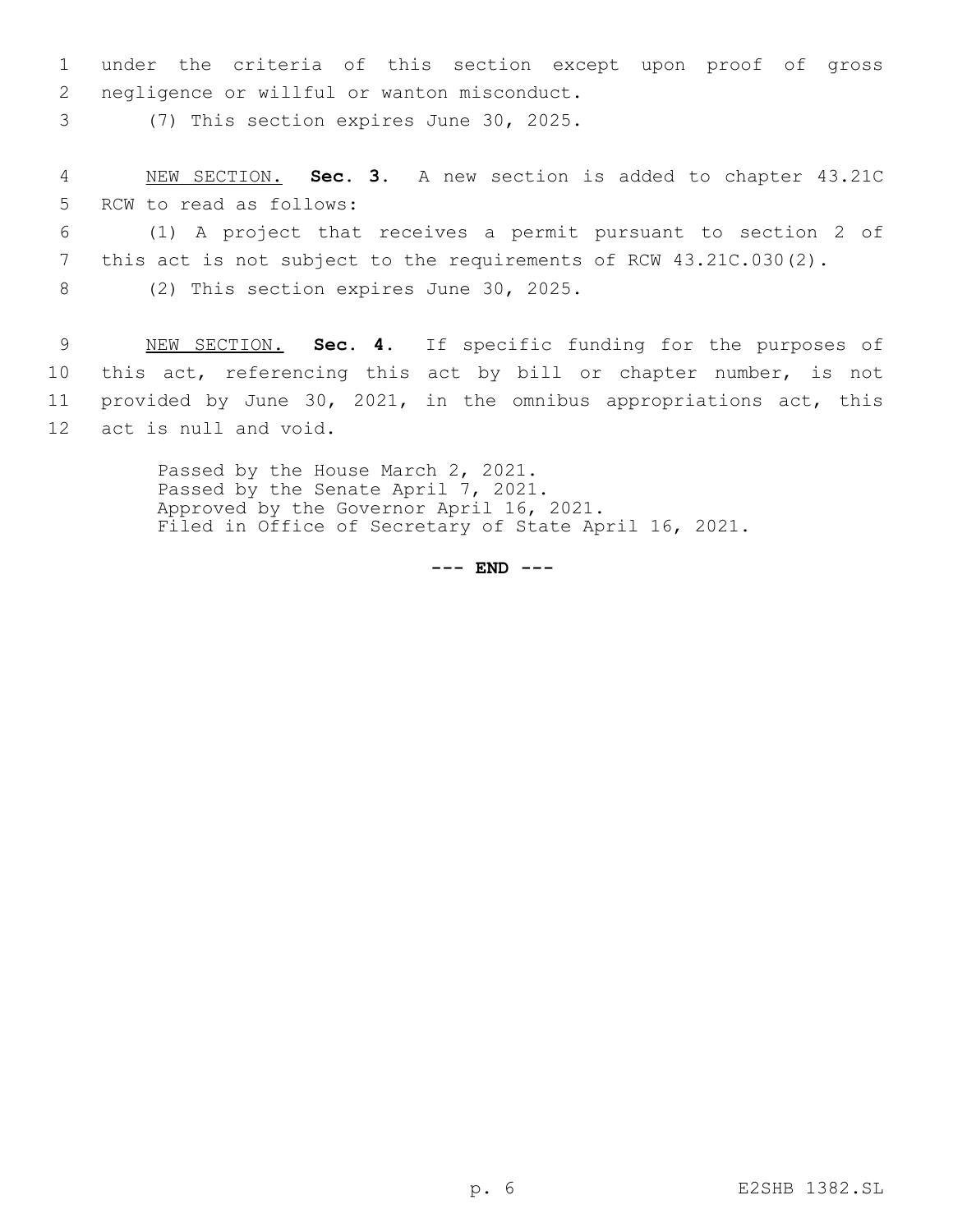under the criteria of this section except upon proof of gross negligence or willful or wanton misconduct.

(7) This section expires June 30, 2025.

NEW SECTION. **Sec. 3.** A new section is added to chapter 43.21C RCW to read as follows:

(1) A project that receives a permit pursuant to section 2 of this act is not subject to the requirements of RCW 43.21C.030(2).

(2) This section expires June 30, 2025.

NEW SECTION. **Sec. 4.** If specific funding for the purposes of this act, referencing this act by bill or chapter number, is not provided by June 30, 2021, in the omnibus appropriations act, this act is null and void.

Passed by the House March 2, 2021.
Passed by the Senate April 7, 2021.
Approved by the Governor April 16, 2021.
Filed in Office of Secretary of State April 16, 2021.

**--- END ---**